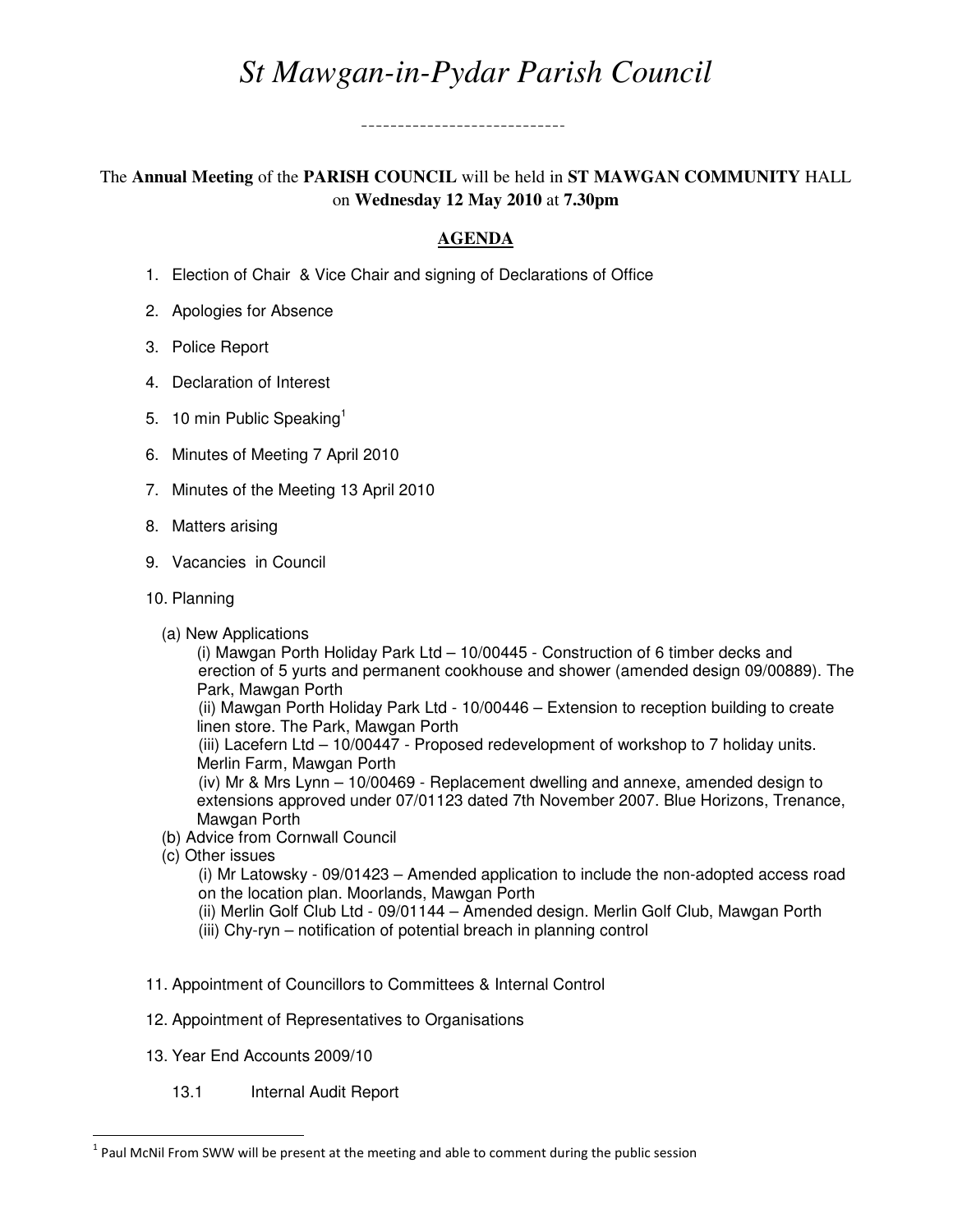# *St Mawgan-in-Pydar Parish Council*

---

The **Annual Meeting** of the **PARISH COUNCIL** will be held in **ST MAWGAN COMMUNITY** HALL on **Wednesday 12 May 2010** at **7.30pm**

## AGENDA

1. Election of Chair & Vice Chair and signing of Declarations of Office
2. Apologies for Absence
3. Police Report
4. Declaration of Interest
5. 10 min Public Speaking[1]
6. Minutes of Meeting 7 April 2010
7. Minutes of the Meeting 13 April 2010
8. Matters arising
9. Vacancies in Council
10. Planning
    - (a) New Applications
        - (i) Mawgan Porth Holiday Park Ltd – 10/00445 - Construction of 6 timber decks and erection of 5 yurts and permanent cookhouse and shower (amended design 09/00889). The Park, Mawgan Porth
        - (ii) Mawgan Porth Holiday Park Ltd - 10/00446 – Extension to reception building to create linen store. The Park, Mawgan Porth
        - (iii) Lacefern Ltd – 10/00447 - Proposed redevelopment of workshop to 7 holiday units. Merlin Farm, Mawgan Porth
        - (iv) Mr & Mrs Lynn – 10/00469 - Replacement dwelling and annexe, amended design to extensions approved under 07/01123 dated 7th November 2007. Blue Horizons, Trenance, Mawgan Porth
    - (b) Advice from Cornwall Council
    - (c) Other issues
        - (i) Mr Latowsky - 09/01423 – Amended application to include the non-adopted access road on the location plan. Moorlands, Mawgan Porth
        - (ii) Merlin Golf Club Ltd - 09/01144 – Amended design. Merlin Golf Club, Mawgan Porth
        - (iii) Chy-ryn – notification of potential breach in planning control
11. Appointment of Councillors to Committees & Internal Control
12. Appointment of Representatives to Organisations
13. Year End Accounts 2009/10
    - 13.1 Internal Audit Report

---

[1] Paul McNil From SWW will be present at the meeting and able to comment during the public session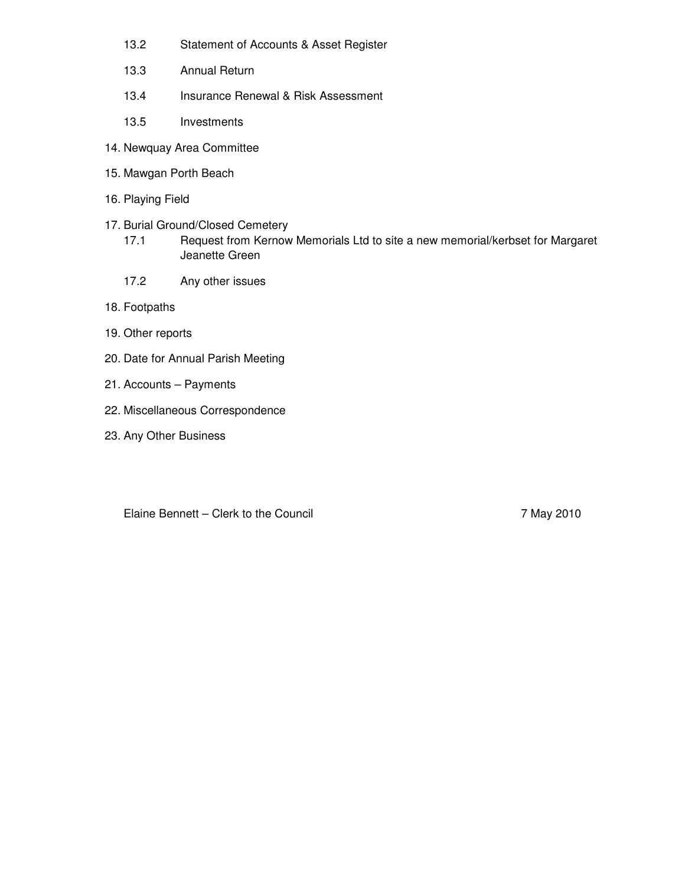13.2 Statement of Accounts & Asset Register

13.3 Annual Return

13.4 Insurance Renewal & Risk Assessment

13.5 Investments

14. Newquay Area Committee

15. Mawgan Porth Beach

16. Playing Field

17. Burial Ground/Closed Cemetery

    17.1 Request from Kernow Memorials Ltd to site a new memorial/kerbset for Margaret Jeanette Green

    17.2 Any other issues

18. Footpaths

19. Other reports

20. Date for Annual Parish Meeting

21. Accounts – Payments

22. Miscellaneous Correspondence

23. Any Other Business

Elaine Bennett – Clerk to the Council 7 May 2010